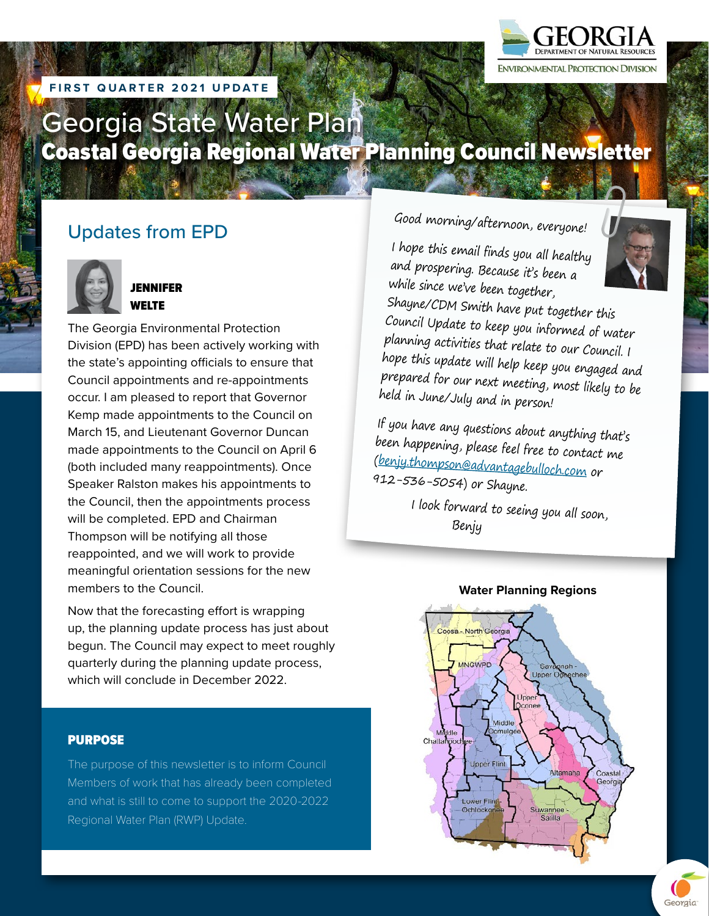FIRST QUARTER 2021 UPDATE

GEORGIA DEPARTMENT OF NATURAL RESOURCES
ENVIRONMENTAL PROTECTION DIVISION

# Georgia State Water Plan
## Coastal Georgia Regional Water Planning Council Newsletter

## Updates from EPD

**JENNIFER WELTE**

The Georgia Environmental Protection Division (EPD) has been actively working with the state's appointing officials to ensure that Council appointments and re-appointments occur. I am pleased to report that Governor Kemp made appointments to the Council on March 15, and Lieutenant Governor Duncan made appointments to the Council on April 6 (both included many reappointments). Once Speaker Ralston makes his appointments to the Council, then the appointments process will be completed. EPD and Chairman Thompson will be notifying all those reappointed, and we will work to provide meaningful orientation sessions for the new members to the Council.

Now that the forecasting effort is wrapping up, the planning update process has just about begun. The Council may expect to meet roughly quarterly during the planning update process, which will conclude in December 2022.

### PURPOSE

The purpose of this newsletter is to inform Council Members of work that has already been completed and what is still to come to support the 2020-2022 Regional Water Plan (RWP) Update.

Good morning/afternoon, everyone!

I hope this email finds you all healthy and prospering. Because it's been a while since we've been together, Shayne/CDM Smith have put together this Council Update to keep you informed of water planning activities that relate to our Council. I hope this update will help keep you engaged and prepared for our next meeting, most likely to be held in June/July and in person!

If you have any questions about anything that's been happening, please feel free to contact me (benjy.thompson@advantagebulloch.com or 912-536-5054) or Shayne.

I look forward to seeing you all soon,
Benjy

**Water Planning Regions**

Coosa - North Georgia; MNGWPD; Savannah - Upper Ogeechee; Upper Oconee; Middle Ocmulgee; Middle Chattahoochee; Upper Flint; Altamaha; Coastal Georgia; Lower Flint - Ochlockonee; Suwannee - Satilla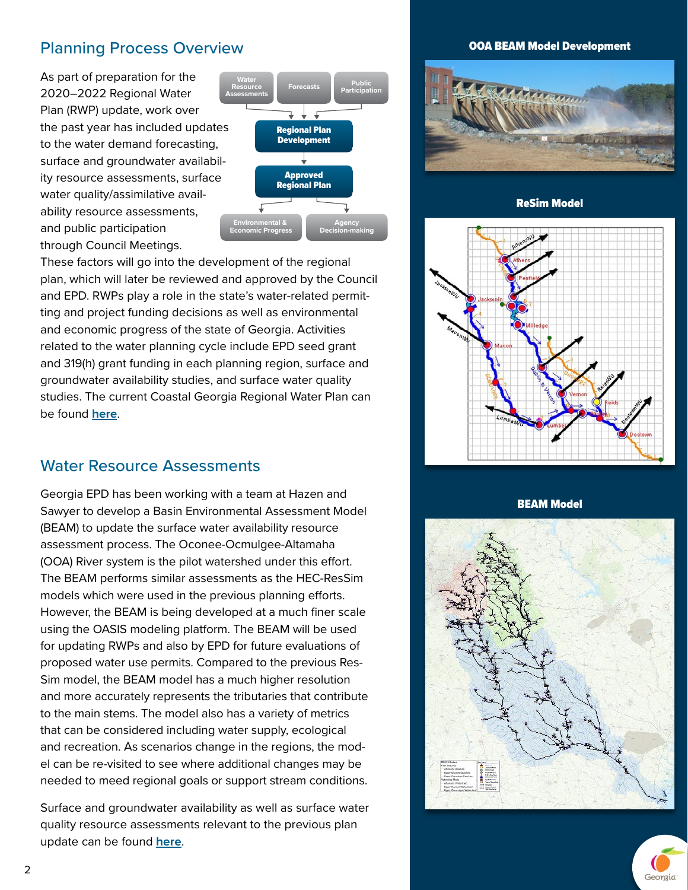## Planning Process Overview

As part of preparation for the 2020–2022 Regional Water Plan (RWP) update, work over the past year has included updates to the water demand forecasting, surface and groundwater availability resource assessments, surface water quality/assimilative availability resource assessments, and public participation through Council Meetings. These factors will go into the development of the regional plan, which will later be reviewed and approved by the Council and EPD. RWPs play a role in the state's water-related permitting and project funding decisions as well as environmental and economic progress of the state of Georgia. Activities related to the water planning cycle include EPD seed grant and 319(h) grant funding in each planning region, surface and groundwater availability studies, and surface water quality studies. The current Coastal Georgia Regional Water Plan can be found **here**.

Water Resource Assessments → Forecasts → Public Participation → **Regional Plan Development** → **Approved Regional Plan** → Environmental & Economic Progress / Agency Decision-making

## Water Resource Assessments

Georgia EPD has been working with a team at Hazen and Sawyer to develop a Basin Environmental Assessment Model (BEAM) to update the surface water availability resource assessment process. The Oconee-Ocmulgee-Altamaha (OOA) River system is the pilot watershed under this effort. The BEAM performs similar assessments as the HEC-ResSim models which were used in the previous planning efforts. However, the BEAM is being developed at a much finer scale using the OASIS modeling platform. The BEAM will be used for updating RWPs and also by EPD for future evaluations of proposed water use permits. Compared to the previous Res-Sim model, the BEAM model has a much higher resolution and more accurately represents the tributaries that contribute to the main stems. The model also has a variety of metrics that can be considered including water supply, ecological and recreation. As scenarios change in the regions, the model can be re-visited to see where additional changes may be needed to meed regional goals or support stream conditions.

Surface and groundwater availability as well as surface water quality resource assessments relevant to the previous plan update can be found **here**.

**OOA BEAM Model Development**

**ReSim Model**

**BEAM Model**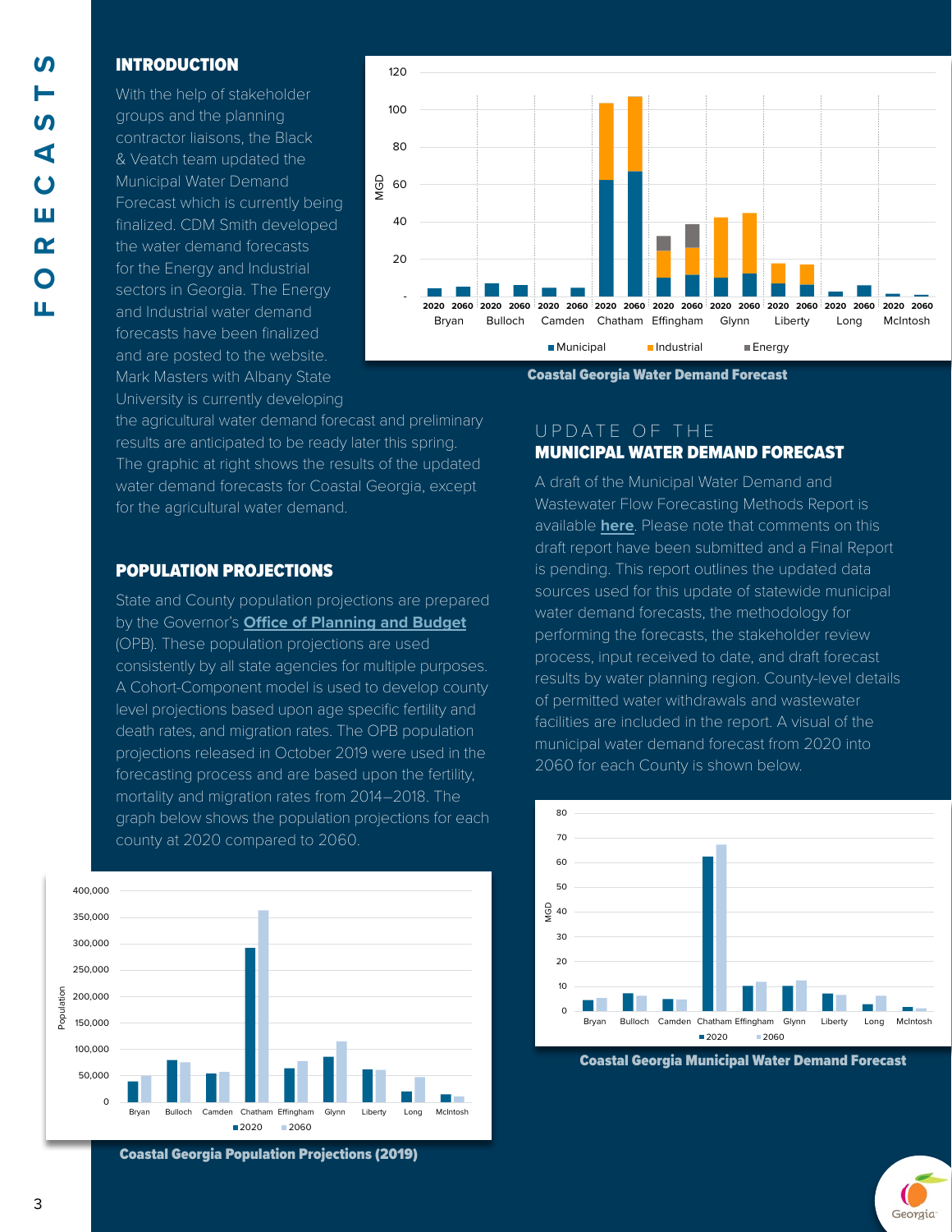## INTRODUCTION

With the help of stakeholder groups and the planning contractor liaisons, the Black & Veatch team updated the Municipal Water Demand Forecast which is currently being finalized. CDM Smith developed the water demand forecasts for the Energy and Industrial sectors in Georgia. The Energy and Industrial water demand forecasts have been finalized and are posted to the website. Mark Masters with Albany State University is currently developing the agricultural water demand forecast and preliminary results are anticipated to be ready later this spring. The graphic at right shows the results of the updated water demand forecasts for Coastal Georgia, except for the agricultural water demand.

**Coastal Georgia Water Demand Forecast**

## POPULATION PROJECTIONS

State and County population projections are prepared by the Governor's **Office of Planning and Budget** (OPB). These population projections are used consistently by all state agencies for multiple purposes. A Cohort-Component model is used to develop county level projections based upon age specific fertility and death rates, and migration rates. The OPB population projections released in October 2019 were used in the forecasting process and are based upon the fertility, mortality and migration rates from 2014–2018. The graph below shows the population projections for each county at 2020 compared to 2060.

**Coastal Georgia Population Projections (2019)**

## UPDATE OF THE MUNICIPAL WATER DEMAND FORECAST

A draft of the Municipal Water Demand and Wastewater Flow Forecasting Methods Report is available **here**. Please note that comments on this draft report have been submitted and a Final Report is pending. This report outlines the updated data sources used for this update of statewide municipal water demand forecasts, the methodology for performing the forecasts, the stakeholder review process, input received to date, and draft forecast results by water planning region. County-level details of permitted water withdrawals and wastewater facilities are included in the report. A visual of the municipal water demand forecast from 2020 into 2060 for each County is shown below.

**Coastal Georgia Municipal Water Demand Forecast**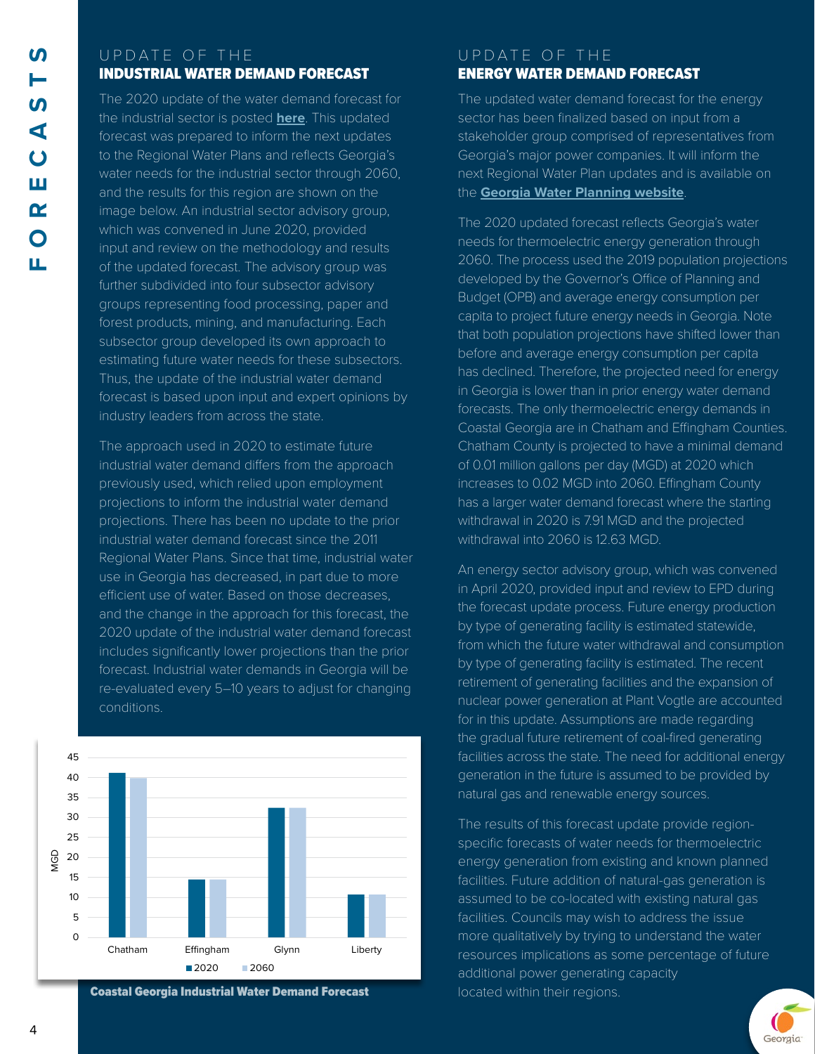## UPDATE OF THE INDUSTRIAL WATER DEMAND FORECAST

The 2020 update of the water demand forecast for the industrial sector is posted **here**. This updated forecast was prepared to inform the next updates to the Regional Water Plans and reflects Georgia's water needs for the industrial sector through 2060, and the results for this region are shown on the image below. An industrial sector advisory group, which was convened in June 2020, provided input and review on the methodology and results of the updated forecast. The advisory group was further subdivided into four subsector advisory groups representing food processing, paper and forest products, mining, and manufacturing. Each subsector group developed its own approach to estimating future water needs for these subsectors. Thus, the update of the industrial water demand forecast is based upon input and expert opinions by industry leaders from across the state.

The approach used in 2020 to estimate future industrial water demand differs from the approach previously used, which relied upon employment projections to inform the industrial water demand projections. There has been no update to the prior industrial water demand forecast since the 2011 Regional Water Plans. Since that time, industrial water use in Georgia has decreased, in part due to more efficient use of water. Based on those decreases, and the change in the approach for this forecast, the 2020 update of the industrial water demand forecast includes significantly lower projections than the prior forecast. Industrial water demands in Georgia will be re-evaluated every 5–10 years to adjust for changing conditions.

**Coastal Georgia Industrial Water Demand Forecast**

## UPDATE OF THE ENERGY WATER DEMAND FORECAST

The updated water demand forecast for the energy sector has been finalized based on input from a stakeholder group comprised of representatives from Georgia's major power companies. It will inform the next Regional Water Plan updates and is available on the **Georgia Water Planning website**.

The 2020 updated forecast reflects Georgia's water needs for thermoelectric energy generation through 2060. The process used the 2019 population projections developed by the Governor's Office of Planning and Budget (OPB) and average energy consumption per capita to project future energy needs in Georgia. Note that both population projections have shifted lower than before and average energy consumption per capita has declined. Therefore, the projected need for energy in Georgia is lower than in prior energy water demand forecasts. The only thermoelectric energy demands in Coastal Georgia are in Chatham and Effingham Counties. Chatham County is projected to have a minimal demand of 0.01 million gallons per day (MGD) at 2020 which increases to 0.02 MGD into 2060. Effingham County has a larger water demand forecast where the starting withdrawal in 2020 is 7.91 MGD and the projected withdrawal into 2060 is 12.63 MGD.

An energy sector advisory group, which was convened in April 2020, provided input and review to EPD during the forecast update process. Future energy production by type of generating facility is estimated statewide, from which the future water withdrawal and consumption by type of generating facility is estimated. The recent retirement of generating facilities and the expansion of nuclear power generation at Plant Vogtle are accounted for in this update. Assumptions are made regarding the gradual future retirement of coal-fired generating facilities across the state. The need for additional energy generation in the future is assumed to be provided by natural gas and renewable energy sources.

The results of this forecast update provide region-specific forecasts of water needs for thermoelectric energy generation from existing and known planned facilities. Future addition of natural-gas generation is assumed to be co-located with existing natural gas facilities. Councils may wish to address the issue more qualitatively by trying to understand the water resources implications as some percentage of future additional power generating capacity located within their regions.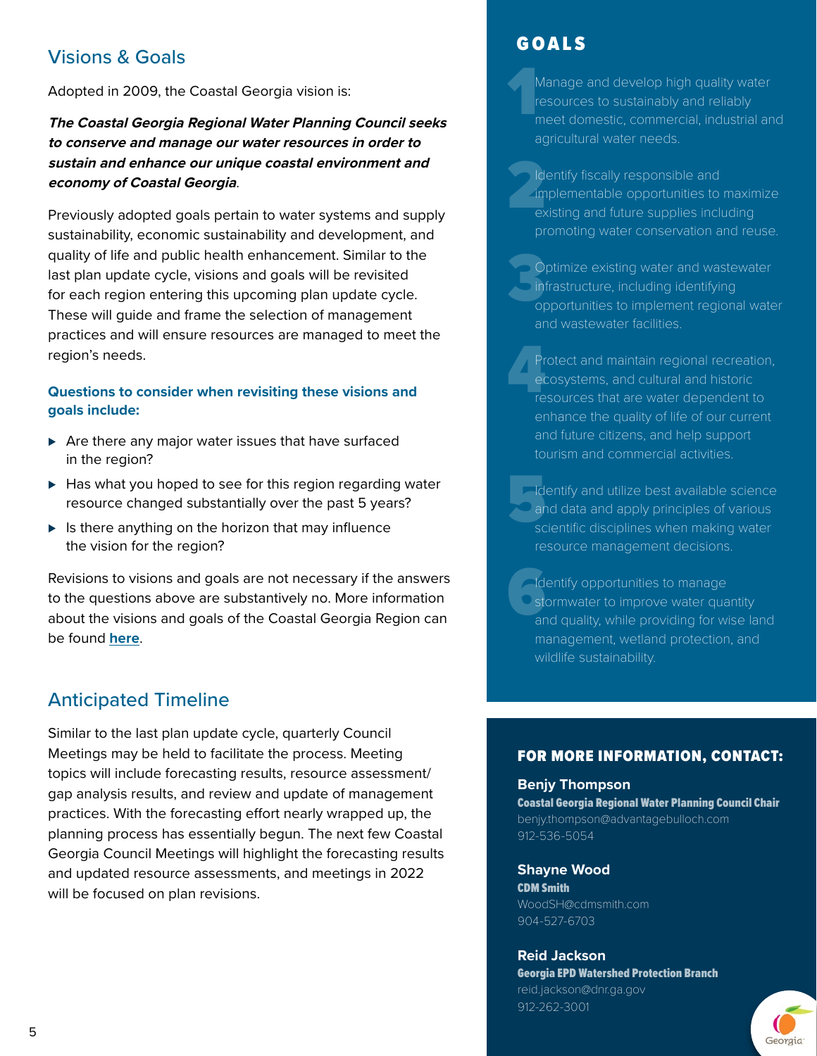## Visions & Goals

Adopted in 2009, the Coastal Georgia vision is:

***The Coastal Georgia Regional Water Planning Council seeks to conserve and manage our water resources in order to sustain and enhance our unique coastal environment and economy of Coastal Georgia.***

Previously adopted goals pertain to water systems and supply sustainability, economic sustainability and development, and quality of life and public health enhancement. Similar to the last plan update cycle, visions and goals will be revisited for each region entering this upcoming plan update cycle. These will guide and frame the selection of management practices and will ensure resources are managed to meet the region's needs.

### Questions to consider when revisiting these visions and goals include:

- Are there any major water issues that have surfaced in the region?
- Has what you hoped to see for this region regarding water resource changed substantially over the past 5 years?
- Is there anything on the horizon that may influence the vision for the region?

Revisions to visions and goals are not necessary if the answers to the questions above are substantively no. More information about the visions and goals of the Coastal Georgia Region can be found **here**.

## Anticipated Timeline

Similar to the last plan update cycle, quarterly Council Meetings may be held to facilitate the process. Meeting topics will include forecasting results, resource assessment/gap analysis results, and review and update of management practices. With the forecasting effort nearly wrapped up, the planning process has essentially begun. The next few Coastal Georgia Council Meetings will highlight the forecasting results and updated resource assessments, and meetings in 2022 will be focused on plan revisions.

## GOALS

1. Manage and develop high quality water resources to sustainably and reliably meet domestic, commercial, industrial and agricultural water needs.
2. Identify fiscally responsible and implementable opportunities to maximize existing and future supplies including promoting water conservation and reuse.
3. Optimize existing water and wastewater infrastructure, including identifying opportunities to implement regional water and wastewater facilities.
4. Protect and maintain regional recreation, ecosystems, and cultural and historic resources that are water dependent to enhance the quality of life of our current and future citizens, and help support tourism and commercial activities.
5. Identify and utilize best available science and data and apply principles of various scientific disciplines when making water resource management decisions.
6. Identify opportunities to manage stormwater to improve water quantity and quality, while providing for wise land management, wetland protection, and wildlife sustainability.

## FOR MORE INFORMATION, CONTACT:

**Benjy Thompson**
**Coastal Georgia Regional Water Planning Council Chair**
benjy.thompson@advantagebulloch.com
912-536-5054

**Shayne Wood**
**CDM Smith**
WoodSH@cdmsmith.com
904-527-6703

**Reid Jackson**
**Georgia EPD Watershed Protection Branch**
reid.jackson@dnr.ga.gov
912-262-3001